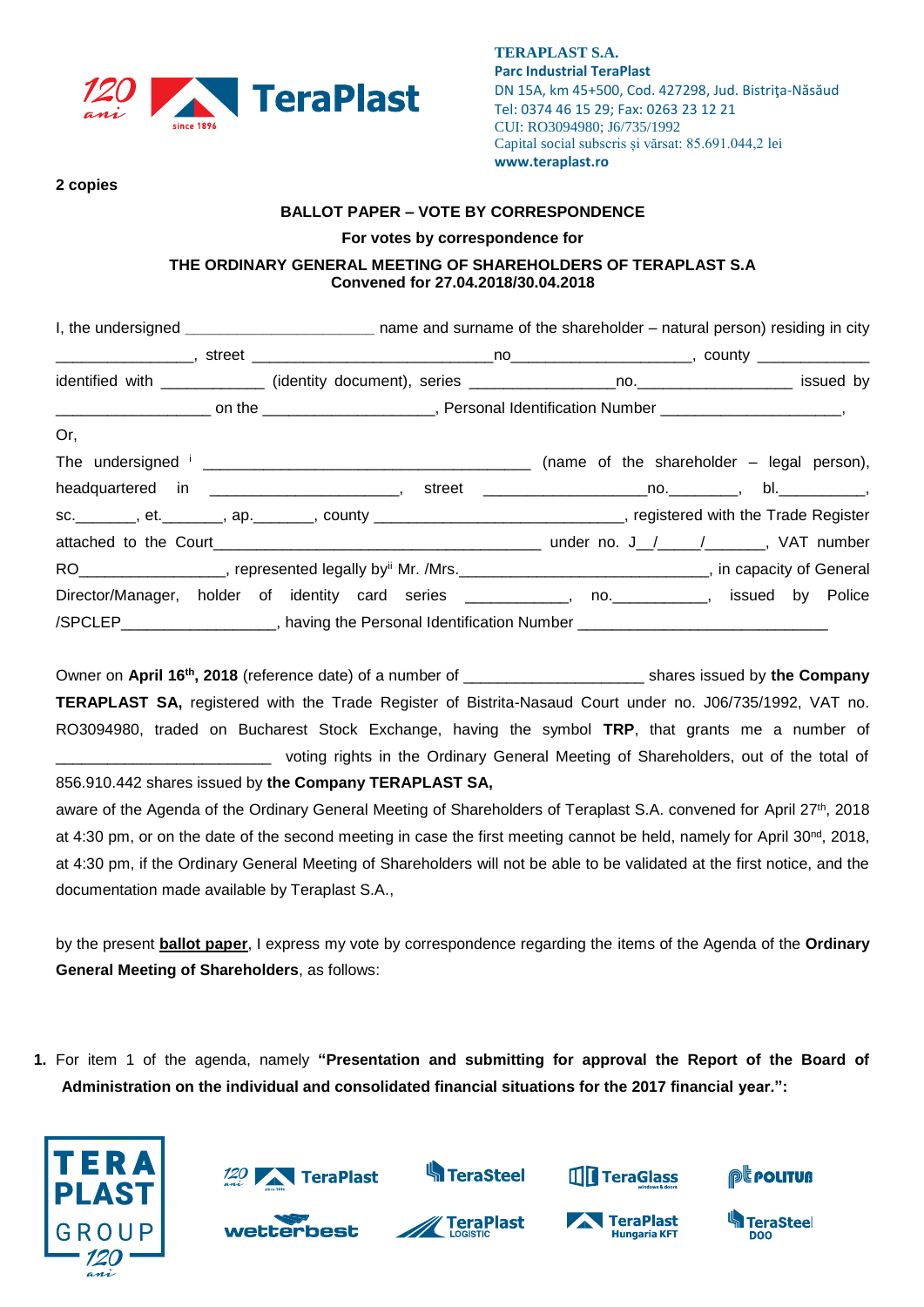**TERAPLAST S.A.**
**Parc Industrial TeraPlast**
DN 15A, km 45+500, Cod. 427298, Jud. Bistriţa-Năsăud
Tel: 0374 46 15 29; Fax: 0263 23 12 21
CUI: RO3094980; J6/735/1992
Capital social subscris şi vărsat: 85.691.044,2 lei
**www.teraplast.ro**

**2 copies**

**BALLOT PAPER – VOTE BY CORRESPONDENCE**

**For votes by correspondence for**

**THE ORDINARY GENERAL MEETING OF SHAREHOLDERS OF TERAPLAST S.A**
**Convened for 27.04.2018/30.04.2018**

I, the undersigned ______________________ name and surname of the shareholder – natural person) residing in city ________________, street ____________________________no_____________________, county _____________ identified with ____________ (identity document), series _________________no.__________________ issued by __________________ on the ____________________, Personal Identification Number ______________________,

Or,

The undersigned [i] ______________________________________ (name of the shareholder – legal person), headquartered in ______________________, street ___________________no.________, bl.__________, sc._______, et._______, ap._______, county ______________________________, registered with the Trade Register attached to the Court______________________________________ under no. J__/_____/______, VAT number RO_________________, represented legally by[ii] Mr. /Mrs.______________________________, in capacity of General Director/Manager, holder of identity card series ___________, no.___________, issued by Police /SPCLEP__________________, having the Personal Identification Number ______________________________

Owner on **April 16th, 2018** (reference date) of a number of ____________________ shares issued by **the Company TERAPLAST SA,** registered with the Trade Register of Bistrita-Nasaud Court under no. J06/735/1992, VAT no. RO3094980, traded on Bucharest Stock Exchange, having the symbol **TRP**, that grants me a number of _________________________ voting rights in the Ordinary General Meeting of Shareholders, out of the total of 856.910.442 shares issued by **the Company TERAPLAST SA,**

aware of the Agenda of the Ordinary General Meeting of Shareholders of Teraplast S.A. convened for April 27th, 2018 at 4:30 pm, or on the date of the second meeting in case the first meeting cannot be held, namely for April 30nd, 2018, at 4:30 pm, if the Ordinary General Meeting of Shareholders will not be able to be validated at the first notice, and the documentation made available by Teraplast S.A.,

by the present **ballot paper**, I express my vote by correspondence regarding the items of the Agenda of the **Ordinary General Meeting of Shareholders**, as follows:

1. For item 1 of the agenda, namely **"Presentation and submitting for approval the Report of the Board of Administration on the individual and consolidated financial situations for the 2017 financial year.":**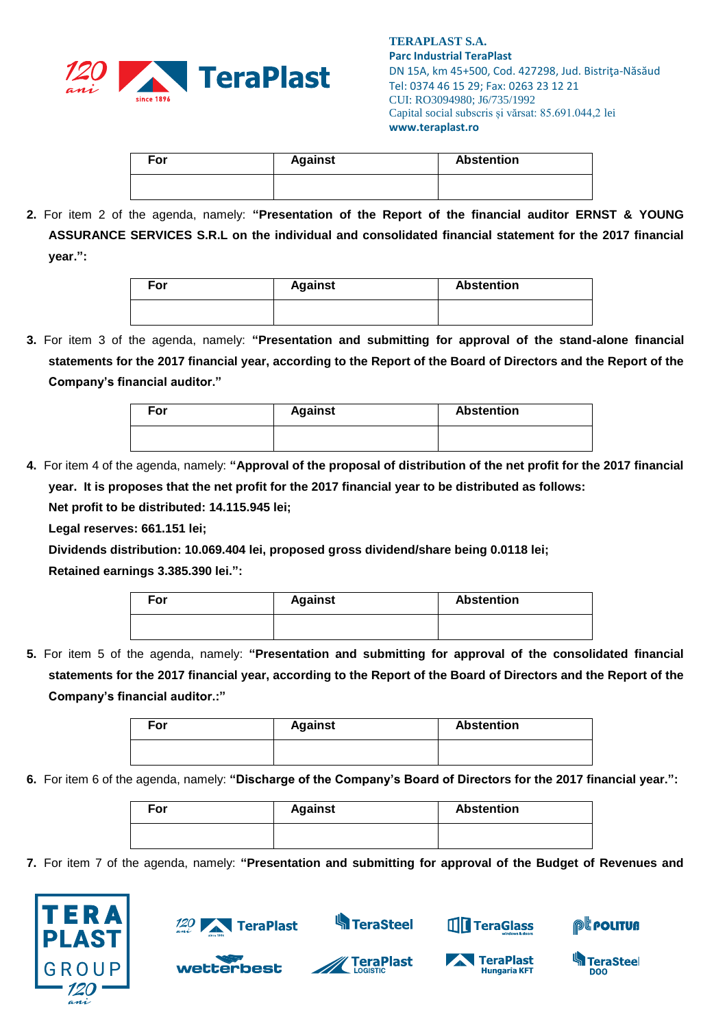| For | Against | Abstention |
|---|---|---|
| | | |

2. For item 2 of the agenda, namely: **"Presentation of the Report of the financial auditor ERNST & YOUNG ASSURANCE SERVICES S.R.L on the individual and consolidated financial statement for the 2017 financial year.":**

| For | Against | Abstention |
|---|---|---|
| | | |

3. For item 3 of the agenda, namely: **"Presentation and submitting for approval of the stand-alone financial statements for the 2017 financial year, according to the Report of the Board of Directors and the Report of the Company's financial auditor."**

| For | Against | Abstention |
|---|---|---|
| | | |

4. For item 4 of the agenda, namely: **"Approval of the proposal of distribution of the net profit for the 2017 financial year. It is proposes that the net profit for the 2017 financial year to be distributed as follows:**
   **Net profit to be distributed: 14.115.945 lei;**
   **Legal reserves: 661.151 lei;**
   **Dividends distribution: 10.069.404 lei, proposed gross dividend/share being 0.0118 lei;**
   **Retained earnings 3.385.390 lei.":**

| For | Against | Abstention |
|---|---|---|
| | | |

5. For item 5 of the agenda, namely: **"Presentation and submitting for approval of the consolidated financial statements for the 2017 financial year, according to the Report of the Board of Directors and the Report of the Company's financial auditor.:"**

| For | Against | Abstention |
|---|---|---|
| | | |

6. For item 6 of the agenda, namely: **"Discharge of the Company's Board of Directors for the 2017 financial year.":**

| For | Against | Abstention |
|---|---|---|
| | | |

7. For item 7 of the agenda, namely: **"Presentation and submitting for approval of the Budget of Revenues and**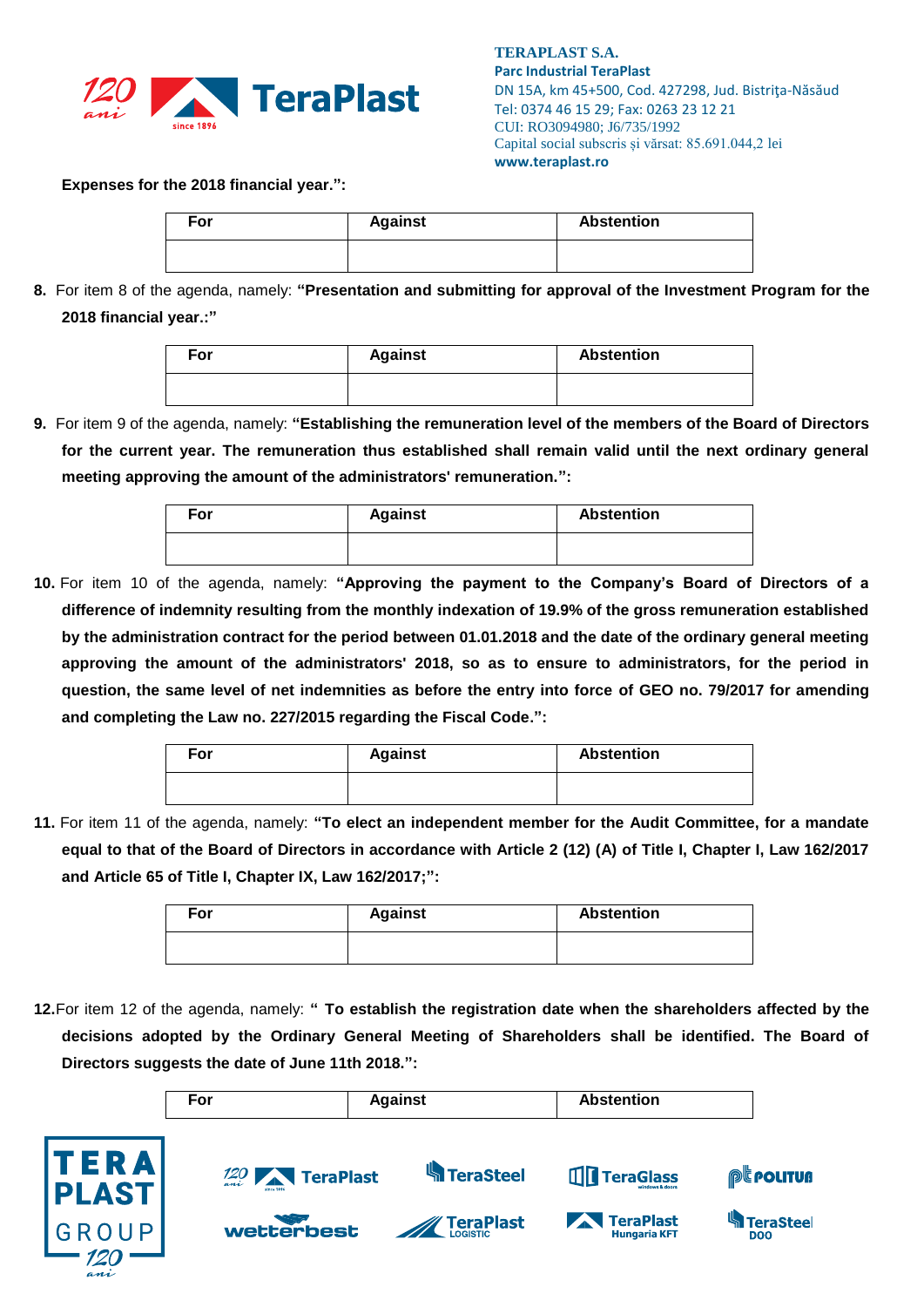**Expenses for the 2018 financial year.":**

| For | Against | Abstention |
|---|---|---|
| | | |

8. For item 8 of the agenda, namely: **"Presentation and submitting for approval of the Investment Program for the 2018 financial year.:"**

| For | Against | Abstention |
|---|---|---|
| | | |

9. For item 9 of the agenda, namely: **"Establishing the remuneration level of the members of the Board of Directors for the current year. The remuneration thus established shall remain valid until the next ordinary general meeting approving the amount of the administrators' remuneration.":**

| For | Against | Abstention |
|---|---|---|
| | | |

10. For item 10 of the agenda, namely: **"Approving the payment to the Company's Board of Directors of a difference of indemnity resulting from the monthly indexation of 19.9% of the gross remuneration established by the administration contract for the period between 01.01.2018 and the date of the ordinary general meeting approving the amount of the administrators' 2018, so as to ensure to administrators, for the period in question, the same level of net indemnities as before the entry into force of GEO no. 79/2017 for amending and completing the Law no. 227/2015 regarding the Fiscal Code.":**

| For | Against | Abstention |
|---|---|---|
| | | |

11. For item 11 of the agenda, namely: **"To elect an independent member for the Audit Committee, for a mandate equal to that of the Board of Directors in accordance with Article 2 (12) (A) of Title I, Chapter I, Law 162/2017 and Article 65 of Title I, Chapter IX, Law 162/2017;":**

| For | Against | Abstention |
|---|---|---|
| | | |

12. For item 12 of the agenda, namely: **" To establish the registration date when the shareholders affected by the decisions adopted by the Ordinary General Meeting of Shareholders shall be identified. The Board of Directors suggests the date of June 11th 2018.":**

| For | Against | Abstention |
|---|---|---|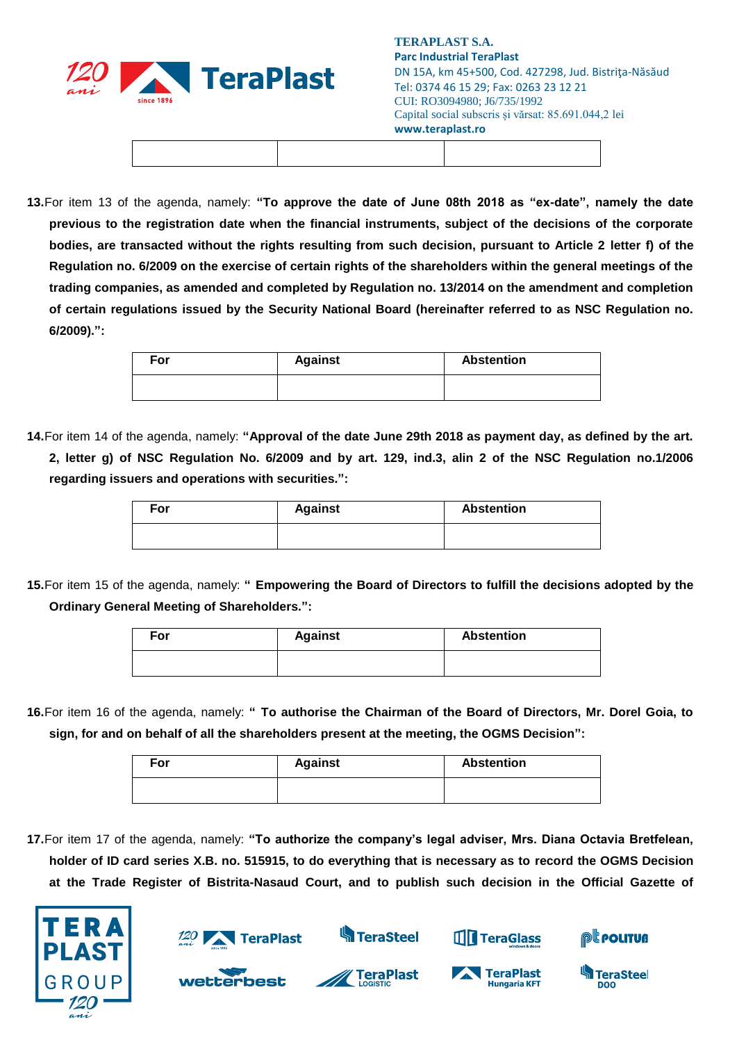| | | |
|---|---|---|
| | | |

**13.** For item 13 of the agenda, namely: **"To approve the date of June 08th 2018 as "ex-date", namely the date previous to the registration date when the financial instruments, subject of the decisions of the corporate bodies, are transacted without the rights resulting from such decision, pursuant to Article 2 letter f) of the Regulation no. 6/2009 on the exercise of certain rights of the shareholders within the general meetings of the trading companies, as amended and completed by Regulation no. 13/2014 on the amendment and completion of certain regulations issued by the Security National Board (hereinafter referred to as NSC Regulation no. 6/2009).":**

| For | Against | Abstention |
|---|---|---|
| | | |

**14.** For item 14 of the agenda, namely: **"Approval of the date June 29th 2018 as payment day, as defined by the art. 2, letter g) of NSC Regulation No. 6/2009 and by art. 129, ind.3, alin 2 of the NSC Regulation no.1/2006 regarding issuers and operations with securities.":**

| For | Against | Abstention |
|---|---|---|
| | | |

**15.** For item 15 of the agenda, namely: **" Empowering the Board of Directors to fulfill the decisions adopted by the Ordinary General Meeting of Shareholders.":**

| For | Against | Abstention |
|---|---|---|
| | | |

**16.** For item 16 of the agenda, namely: **" To authorise the Chairman of the Board of Directors, Mr. Dorel Goia, to sign, for and on behalf of all the shareholders present at the meeting, the OGMS Decision":**

| For | Against | Abstention |
|---|---|---|
| | | |

**17.** For item 17 of the agenda, namely: **"To authorize the company's legal adviser, Mrs. Diana Octavia Bretfelean, holder of ID card series X.B. no. 515915, to do everything that is necessary as to record the OGMS Decision at the Trade Register of Bistrita-Nasaud Court, and to publish such decision in the Official Gazette of**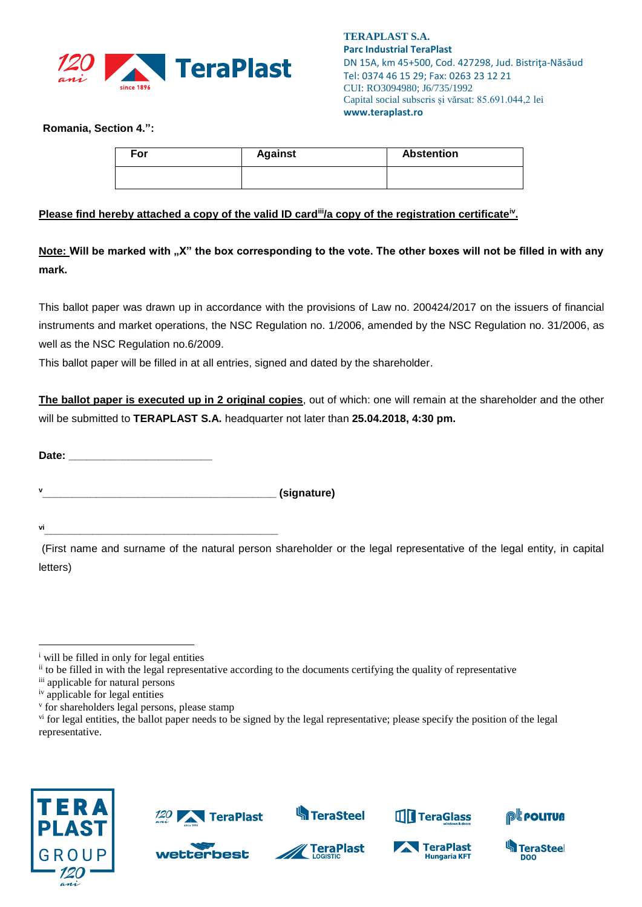**Romania, Section 4.":**

| For | Against | Abstention |
|---|---|---|
| | | |

**Please find hereby attached a copy of the valid ID card[iii]/a copy of the registration certificate[iv].**

**Note: Will be marked with „X" the box corresponding to the vote. The other boxes will not be filled in with any mark.**

This ballot paper was drawn up in accordance with the provisions of Law no. 200424/2017 on the issuers of financial instruments and market operations, the NSC Regulation no. 1/2006, amended by the NSC Regulation no. 31/2006, as well as the NSC Regulation no.6/2009.

This ballot paper will be filled in at all entries, signed and dated by the shareholder.

**The ballot paper is executed up in 2 original copies**, out of which: one will remain at the shareholder and the other will be submitted to **TERAPLAST S.A.** headquarter not later than **25.04.2018, 4:30 pm.**

**Date: ________________________**

[v]________________________________________ **(signature)**

[vi]________________________________________

(First name and surname of the natural person shareholder or the legal representative of the legal entity, in capital letters)

---

[i] will be filled in only for legal entities

[ii] to be filled in with the legal representative according to the documents certifying the quality of representative

[iii] applicable for natural persons

[iv] applicable for legal entities

[v] for shareholders legal persons, please stamp

[vi] for legal entities, the ballot paper needs to be signed by the legal representative; please specify the position of the legal representative.